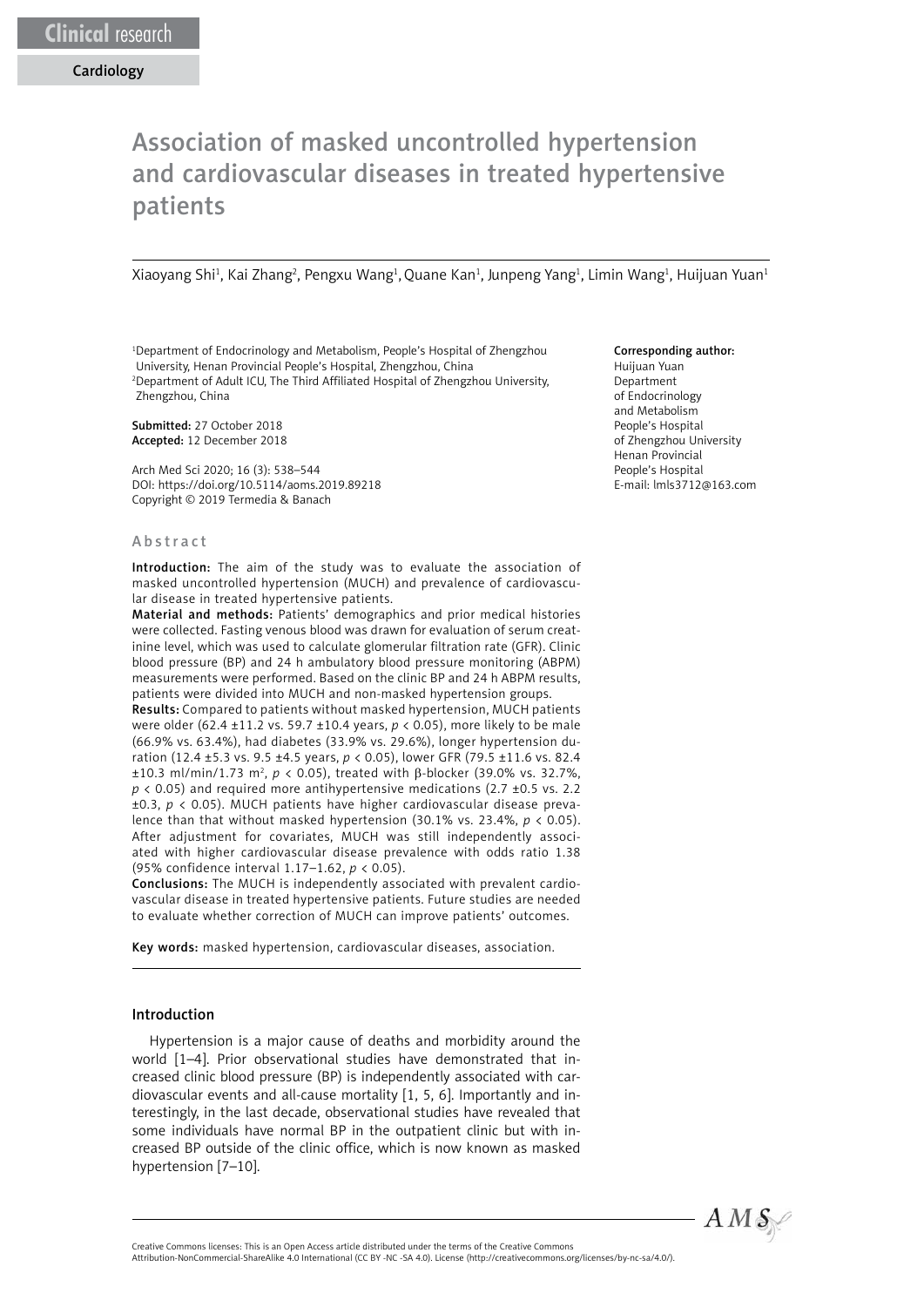Clinical research

Cardiology

# Association of masked uncontrolled hypertension and cardiovascular diseases in treated hypertensive patients

Xiaoyang Shi[1], Kai Zhang[2], Pengxu Wang[1], Quane Kan[1], Junpeng Yang[1], Limin Wang[1], Huijuan Yuan[1]

[1]Department of Endocrinology and Metabolism, People's Hospital of Zhengzhou University, Henan Provincial People's Hospital, Zhengzhou, China
[2]Department of Adult ICU, The Third Affiliated Hospital of Zhengzhou University, Zhengzhou, China

**Submitted:** 27 October 2018
**Accepted:** 12 December 2018

Arch Med Sci 2020; 16 (3): 538–544
DOI: https://doi.org/10.5114/aoms.2019.89218
Copyright © 2019 Termedia & Banach

**Corresponding author:**
Huijuan Yuan
Department of Endocrinology and Metabolism
People's Hospital of Zhengzhou University
Henan Provincial People's Hospital
E-mail: lmls3712@163.com

## Abstract

**Introduction:** The aim of the study was to evaluate the association of masked uncontrolled hypertension (MUCH) and prevalence of cardiovascular disease in treated hypertensive patients.

**Material and methods:** Patients' demographics and prior medical histories were collected. Fasting venous blood was drawn for evaluation of serum creatinine level, which was used to calculate glomerular filtration rate (GFR). Clinic blood pressure (BP) and 24 h ambulatory blood pressure monitoring (ABPM) measurements were performed. Based on the clinic BP and 24 h ABPM results, patients were divided into MUCH and non-masked hypertension groups.

**Results:** Compared to patients without masked hypertension, MUCH patients were older (62.4 ±11.2 vs. 59.7 ±10.4 years, $p < 0.05$), more likely to be male (66.9% vs. 63.4%), had diabetes (33.9% vs. 29.6%), longer hypertension duration (12.4 ±5.3 vs. 9.5 ±4.5 years, $p < 0.05$), lower GFR (79.5 ±11.6 vs. 82.4 ±10.3 ml/min/1.73 m$^2$, $p < 0.05$), treated with β-blocker (39.0% vs. 32.7%, $p < 0.05$) and required more antihypertensive medications (2.7 ±0.5 vs. 2.2 ±0.3, $p < 0.05$). MUCH patients have higher cardiovascular disease prevalence than that without masked hypertension (30.1% vs. 23.4%, $p < 0.05$). After adjustment for covariates, MUCH was still independently associated with higher cardiovascular disease prevalence with odds ratio 1.38 (95% confidence interval 1.17–1.62, $p < 0.05$).

**Conclusions:** The MUCH is independently associated with prevalent cardiovascular disease in treated hypertensive patients. Future studies are needed to evaluate whether correction of MUCH can improve patients' outcomes.

**Key words:** masked hypertension, cardiovascular diseases, association.

## Introduction

Hypertension is a major cause of deaths and morbidity around the world [1–4]. Prior observational studies have demonstrated that increased clinic blood pressure (BP) is independently associated with cardiovascular events and all-cause mortality [1, 5, 6]. Importantly and interestingly, in the last decade, observational studies have revealed that some individuals have normal BP in the outpatient clinic but with increased BP outside of the clinic office, which is now known as masked hypertension [7–10].

Creative Commons licenses: This is an Open Access article distributed under the terms of the Creative Commons Attribution-NonCommercial-ShareAlike 4.0 International (CC BY -NC -SA 4.0). License (http://creativecommons.org/licenses/by-nc-sa/4.0/).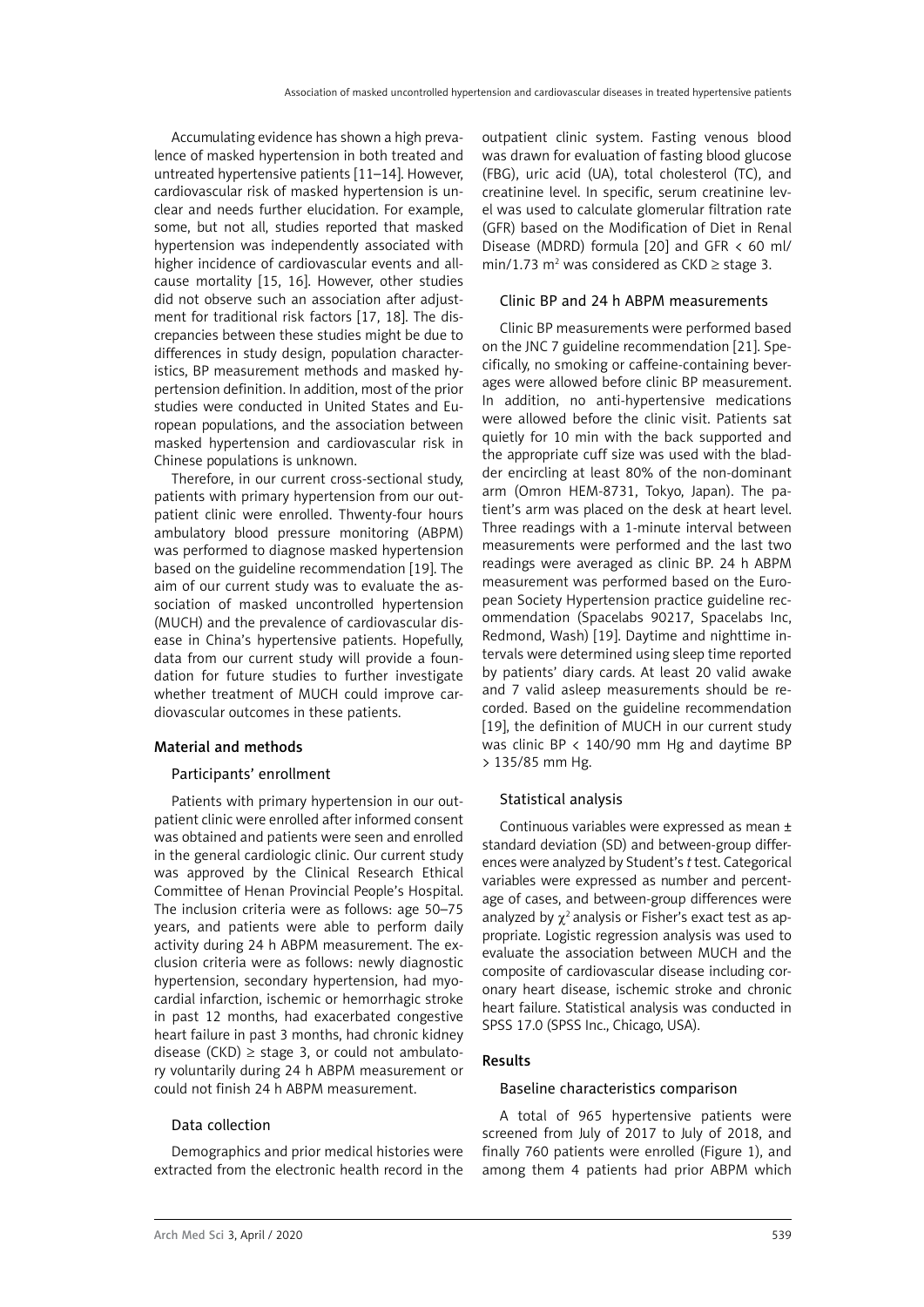Accumulating evidence has shown a high prevalence of masked hypertension in both treated and untreated hypertensive patients [11–14]. However, cardiovascular risk of masked hypertension is unclear and needs further elucidation. For example, some, but not all, studies reported that masked hypertension was independently associated with higher incidence of cardiovascular events and all-cause mortality [15, 16]. However, other studies did not observe such an association after adjustment for traditional risk factors [17, 18]. The discrepancies between these studies might be due to differences in study design, population characteristics, BP measurement methods and masked hypertension definition. In addition, most of the prior studies were conducted in United States and European populations, and the association between masked hypertension and cardiovascular risk in Chinese populations is unknown.

Therefore, in our current cross-sectional study, patients with primary hypertension from our outpatient clinic were enrolled. Thwenty-four hours ambulatory blood pressure monitoring (ABPM) was performed to diagnose masked hypertension based on the guideline recommendation [19]. The aim of our current study was to evaluate the association of masked uncontrolled hypertension (MUCH) and the prevalence of cardiovascular disease in China's hypertensive patients. Hopefully, data from our current study will provide a foundation for future studies to further investigate whether treatment of MUCH could improve cardiovascular outcomes in these patients.

## Material and methods

### Participants' enrollment

Patients with primary hypertension in our outpatient clinic were enrolled after informed consent was obtained and patients were seen and enrolled in the general cardiologic clinic. Our current study was approved by the Clinical Research Ethical Committee of Henan Provincial People's Hospital. The inclusion criteria were as follows: age 50–75 years, and patients were able to perform daily activity during 24 h ABPM measurement. The exclusion criteria were as follows: newly diagnostic hypertension, secondary hypertension, had myocardial infarction, ischemic or hemorrhagic stroke in past 12 months, had exacerbated congestive heart failure in past 3 months, had chronic kidney disease (CKD) ≥ stage 3, or could not ambulatory voluntarily during 24 h ABPM measurement or could not finish 24 h ABPM measurement.

### Data collection

Demographics and prior medical histories were extracted from the electronic health record in the outpatient clinic system. Fasting venous blood was drawn for evaluation of fasting blood glucose (FBG), uric acid (UA), total cholesterol (TC), and creatinine level. In specific, serum creatinine level was used to calculate glomerular filtration rate (GFR) based on the Modification of Diet in Renal Disease (MDRD) formula [20] and GFR < 60 ml/min/1.73 m$^2$ was considered as CKD ≥ stage 3.

### Clinic BP and 24 h ABPM measurements

Clinic BP measurements were performed based on the JNC 7 guideline recommendation [21]. Specifically, no smoking or caffeine-containing beverages were allowed before clinic BP measurement. In addition, no anti-hypertensive medications were allowed before the clinic visit. Patients sat quietly for 10 min with the back supported and the appropriate cuff size was used with the bladder encircling at least 80% of the non-dominant arm (Omron HEM-8731, Tokyo, Japan). The patient's arm was placed on the desk at heart level. Three readings with a 1-minute interval between measurements were performed and the last two readings were averaged as clinic BP. 24 h ABPM measurement was performed based on the European Society Hypertension practice guideline recommendation (Spacelabs 90217, Spacelabs Inc, Redmond, Wash) [19]. Daytime and nighttime intervals were determined using sleep time reported by patients' diary cards. At least 20 valid awake and 7 valid asleep measurements should be recorded. Based on the guideline recommendation [19], the definition of MUCH in our current study was clinic BP < 140/90 mm Hg and daytime BP > 135/85 mm Hg.

### Statistical analysis

Continuous variables were expressed as mean ± standard deviation (SD) and between-group differences were analyzed by Student's *t* test. Categorical variables were expressed as number and percentage of cases, and between-group differences were analyzed by $\chi^2$ analysis or Fisher's exact test as appropriate. Logistic regression analysis was used to evaluate the association between MUCH and the composite of cardiovascular disease including coronary heart disease, ischemic stroke and chronic heart failure. Statistical analysis was conducted in SPSS 17.0 (SPSS Inc., Chicago, USA).

## Results

### Baseline characteristics comparison

A total of 965 hypertensive patients were screened from July of 2017 to July of 2018, and finally 760 patients were enrolled (Figure 1), and among them 4 patients had prior ABPM which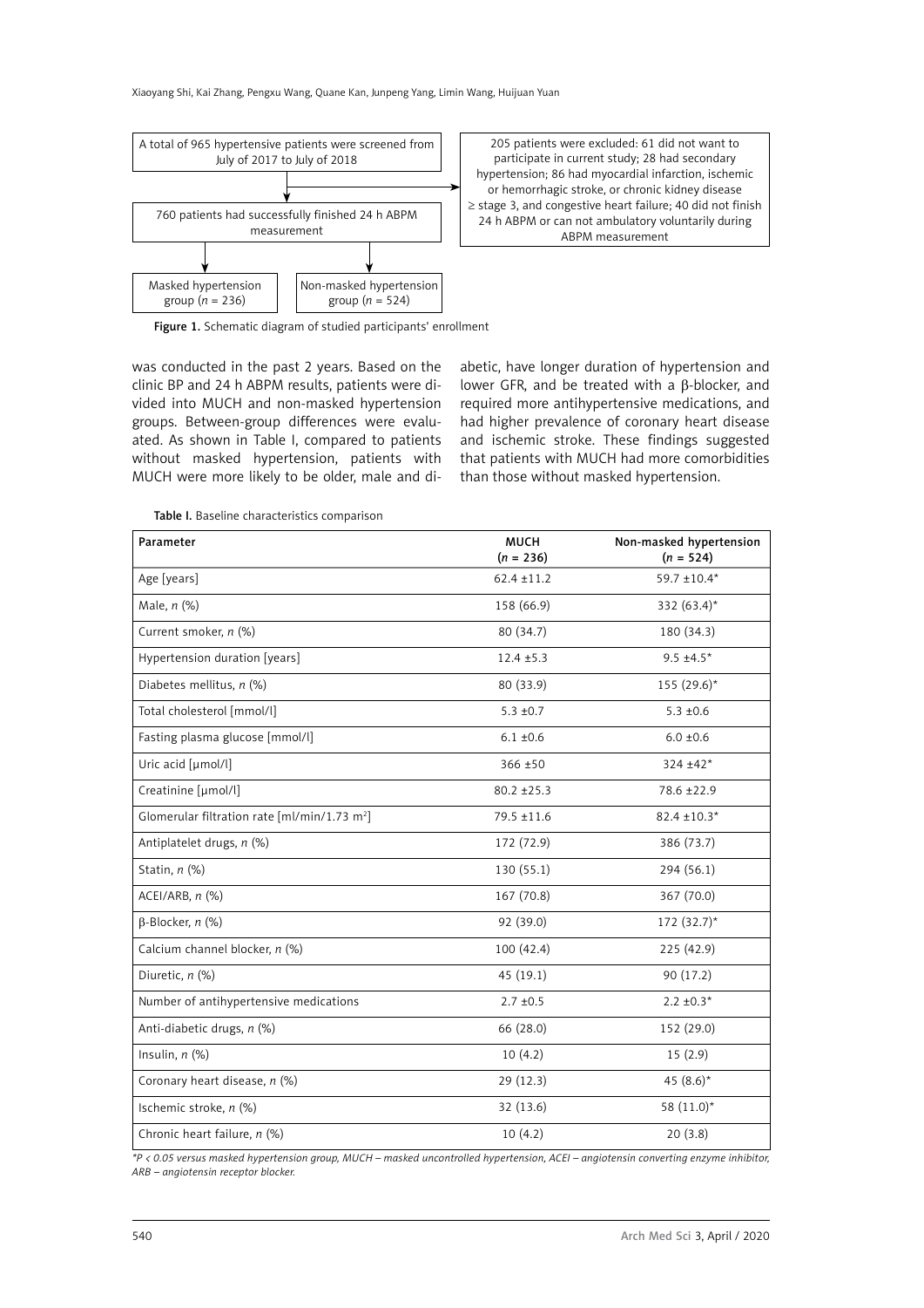A total of 965 hypertensive patients were screened from July of 2017 to July of 2018

205 patients were excluded: 61 did not want to participate in current study; 28 had secondary hypertension; 86 had myocardial infarction, ischemic or hemorrhagic stroke, or chronic kidney disease ≥ stage 3, and congestive heart failure; 40 did not finish 24 h ABPM or can not ambulatory voluntarily during ABPM measurement

760 patients had successfully finished 24 h ABPM measurement

Masked hypertension group (*n* = 236)

Non-masked hypertension group (*n* = 524)

**Figure 1.** Schematic diagram of studied participants' enrollment

was conducted in the past 2 years. Based on the clinic BP and 24 h ABPM results, patients were divided into MUCH and non-masked hypertension groups. Between-group differences were evaluated. As shown in Table I, compared to patients without masked hypertension, patients with MUCH were more likely to be older, male and diabetic, have longer duration of hypertension and lower GFR, and be treated with a β-blocker, and required more antihypertensive medications, and had higher prevalence of coronary heart disease and ischemic stroke. These findings suggested that patients with MUCH had more comorbidities than those without masked hypertension.

**Table I.** Baseline characteristics comparison

| Parameter | MUCH (*n* = 236) | Non-masked hypertension (*n* = 524) |
|---|---|---|
| Age [years] | 62.4 ±11.2 | 59.7 ±10.4* |
| Male, *n* (%) | 158 (66.9) | 332 (63.4)* |
| Current smoker, *n* (%) | 80 (34.7) | 180 (34.3) |
| Hypertension duration [years] | 12.4 ±5.3 | 9.5 ±4.5* |
| Diabetes mellitus, *n* (%) | 80 (33.9) | 155 (29.6)* |
| Total cholesterol [mmol/l] | 5.3 ±0.7 | 5.3 ±0.6 |
| Fasting plasma glucose [mmol/l] | 6.1 ±0.6 | 6.0 ±0.6 |
| Uric acid [μmol/l] | 366 ±50 | 324 ±42* |
| Creatinine [μmol/l] | 80.2 ±25.3 | 78.6 ±22.9 |
| Glomerular filtration rate [ml/min/1.73 $m^2$] | 79.5 ±11.6 | 82.4 ±10.3* |
| Antiplatelet drugs, *n* (%) | 172 (72.9) | 386 (73.7) |
| Statin, *n* (%) | 130 (55.1) | 294 (56.1) |
| ACEI/ARB, *n* (%) | 167 (70.8) | 367 (70.0) |
| β-Blocker, *n* (%) | 92 (39.0) | 172 (32.7)* |
| Calcium channel blocker, *n* (%) | 100 (42.4) | 225 (42.9) |
| Diuretic, *n* (%) | 45 (19.1) | 90 (17.2) |
| Number of antihypertensive medications | 2.7 ±0.5 | 2.2 ±0.3* |
| Anti-diabetic drugs, *n* (%) | 66 (28.0) | 152 (29.0) |
| Insulin, *n* (%) | 10 (4.2) | 15 (2.9) |
| Coronary heart disease, *n* (%) | 29 (12.3) | 45 (8.6)* |
| Ischemic stroke, *n* (%) | 32 (13.6) | 58 (11.0)* |
| Chronic heart failure, *n* (%) | 10 (4.2) | 20 (3.8) |

**P* < 0.05 versus masked hypertension group, MUCH – masked uncontrolled hypertension, ACEI – angiotensin converting enzyme inhibitor, ARB – angiotensin receptor blocker.*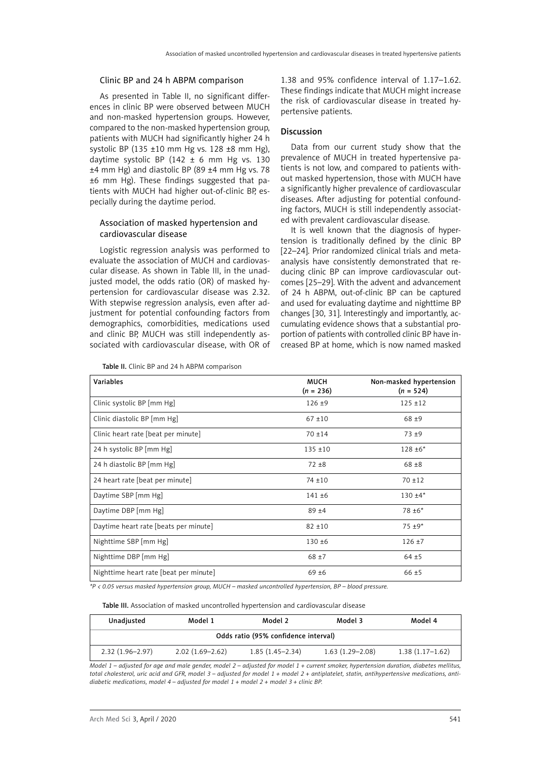### Clinic BP and 24 h ABPM comparison

As presented in Table II, no significant differences in clinic BP were observed between MUCH and non-masked hypertension groups. However, compared to the non-masked hypertension group, patients with MUCH had significantly higher 24 h systolic BP (135 ±10 mm Hg vs. 128 ±8 mm Hg), daytime systolic BP (142 ± 6 mm Hg vs. 130 ±4 mm Hg) and diastolic BP (89 ±4 mm Hg vs. 78 ±6 mm Hg). These findings suggested that patients with MUCH had higher out-of-clinic BP, especially during the daytime period.

### Association of masked hypertension and cardiovascular disease

Logistic regression analysis was performed to evaluate the association of MUCH and cardiovascular disease. As shown in Table III, in the unadjusted model, the odds ratio (OR) of masked hypertension for cardiovascular disease was 2.32. With stepwise regression analysis, even after adjustment for potential confounding factors from demographics, comorbidities, medications used and clinic BP, MUCH was still independently associated with cardiovascular disease, with OR of 1.38 and 95% confidence interval of 1.17–1.62. These findings indicate that MUCH might increase the risk of cardiovascular disease in treated hypertensive patients.

## Discussion

Data from our current study show that the prevalence of MUCH in treated hypertensive patients is not low, and compared to patients without masked hypertension, those with MUCH have a significantly higher prevalence of cardiovascular diseases. After adjusting for potential confounding factors, MUCH is still independently associated with prevalent cardiovascular disease.

It is well known that the diagnosis of hypertension is traditionally defined by the clinic BP [22–24]. Prior randomized clinical trials and meta-analysis have consistently demonstrated that reducing clinic BP can improve cardiovascular outcomes [25–29]. With the advent and advancement of 24 h ABPM, out-of-clinic BP can be captured and used for evaluating daytime and nighttime BP changes [30, 31]. Interestingly and importantly, accumulating evidence shows that a substantial proportion of patients with controlled clinic BP have increased BP at home, which is now named masked

**Table II.** Clinic BP and 24 h ABPM comparison

| Variables | MUCH ($n$ = 236) | Non-masked hypertension ($n$ = 524) |
|---|---|---|
| Clinic systolic BP [mm Hg] | 126 ±9 | 125 ±12 |
| Clinic diastolic BP [mm Hg] | 67 ±10 | 68 ±9 |
| Clinic heart rate [beat per minute] | 70 ±14 | 73 ±9 |
| 24 h systolic BP [mm Hg] | 135 ±10 | 128 ±6* |
| 24 h diastolic BP [mm Hg] | 72 ±8 | 68 ±8 |
| 24 heart rate [beat per minute] | 74 ±10 | 70 ±12 |
| Daytime SBP [mm Hg] | 141 ±6 | 130 ±4* |
| Daytime DBP [mm Hg] | 89 ±4 | 78 ±6* |
| Daytime heart rate [beats per minute] | 82 ±10 | 75 ±9* |
| Nighttime SBP [mm Hg] | 130 ±6 | 126 ±7 |
| Nighttime DBP [mm Hg] | 68 ±7 | 64 ±5 |
| Nighttime heart rate [beat per minute] | 69 ±6 | 66 ±5 |

*\*P < 0.05 versus masked hypertension group, MUCH – masked uncontrolled hypertension, BP – blood pressure.*

**Table III.** Association of masked uncontrolled hypertension and cardiovascular disease

| Unadjusted | Model 1 | Model 2 | Model 3 | Model 4 |
|---|---|---|---|---|
| Odds ratio (95% confidence interval) | | | | |
| 2.32 (1.96–2.97) | 2.02 (1.69–2.62) | 1.85 (1.45–2.34) | 1.63 (1.29–2.08) | 1.38 (1.17–1.62) |

*Model 1 – adjusted for age and male gender, model 2 – adjusted for model 1 + current smoker, hypertension duration, diabetes mellitus, total cholesterol, uric acid and GFR, model 3 – adjusted for model 1 + model 2 + antiplatelet, statin, antihypertensive medications, antidiabetic medications, model 4 – adjusted for model 1 + model 2 + model 3 + clinic BP.*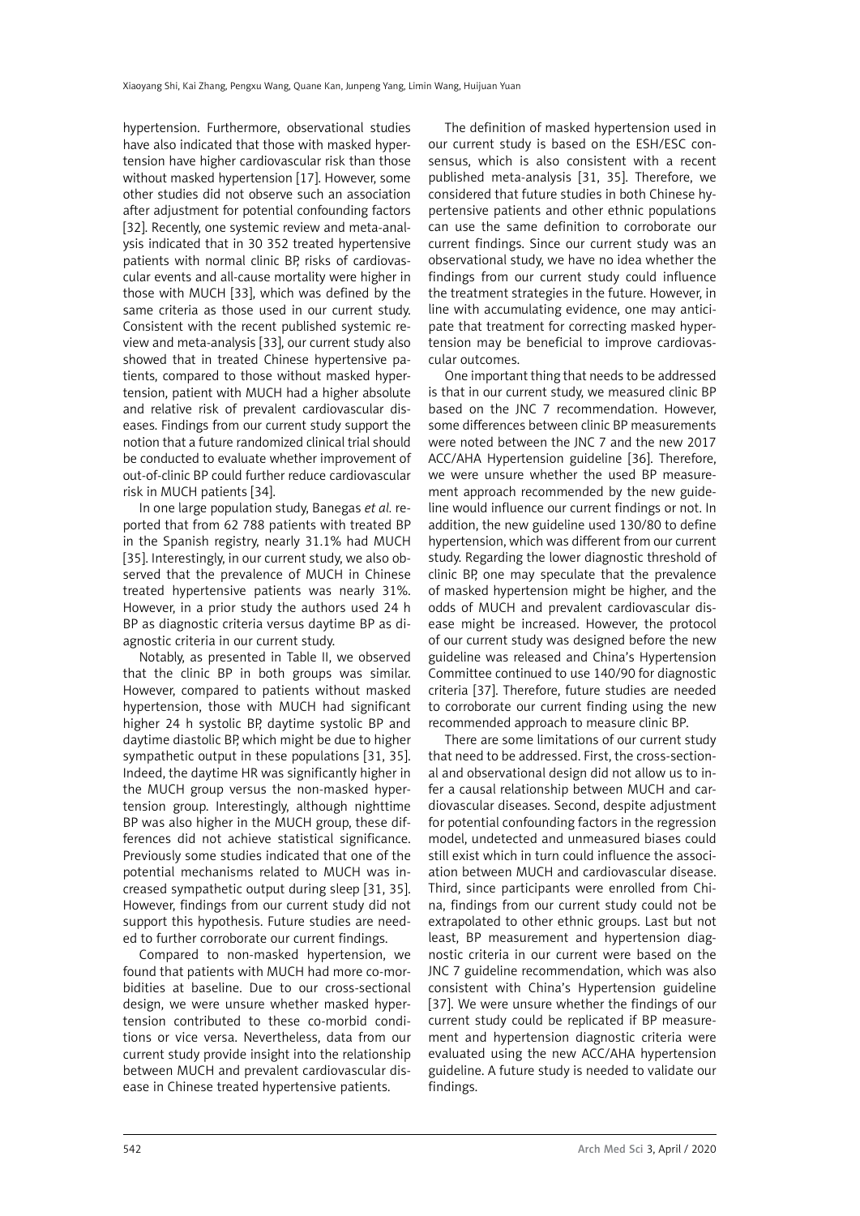hypertension. Furthermore, observational studies have also indicated that those with masked hypertension have higher cardiovascular risk than those without masked hypertension [17]. However, some other studies did not observe such an association after adjustment for potential confounding factors [32]. Recently, one systemic review and meta-analysis indicated that in 30 352 treated hypertensive patients with normal clinic BP, risks of cardiovascular events and all-cause mortality were higher in those with MUCH [33], which was defined by the same criteria as those used in our current study. Consistent with the recent published systemic review and meta-analysis [33], our current study also showed that in treated Chinese hypertensive patients, compared to those without masked hypertension, patient with MUCH had a higher absolute and relative risk of prevalent cardiovascular diseases. Findings from our current study support the notion that a future randomized clinical trial should be conducted to evaluate whether improvement of out-of-clinic BP could further reduce cardiovascular risk in MUCH patients [34].

In one large population study, Banegas *et al.* reported that from 62 788 patients with treated BP in the Spanish registry, nearly 31.1% had MUCH [35]. Interestingly, in our current study, we also observed that the prevalence of MUCH in Chinese treated hypertensive patients was nearly 31%. However, in a prior study the authors used 24 h BP as diagnostic criteria versus daytime BP as diagnostic criteria in our current study.

Notably, as presented in Table II, we observed that the clinic BP in both groups was similar. However, compared to patients without masked hypertension, those with MUCH had significant higher 24 h systolic BP, daytime systolic BP and daytime diastolic BP, which might be due to higher sympathetic output in these populations [31, 35]. Indeed, the daytime HR was significantly higher in the MUCH group versus the non-masked hypertension group. Interestingly, although nighttime BP was also higher in the MUCH group, these differences did not achieve statistical significance. Previously some studies indicated that one of the potential mechanisms related to MUCH was increased sympathetic output during sleep [31, 35]. However, findings from our current study did not support this hypothesis. Future studies are needed to further corroborate our current findings.

Compared to non-masked hypertension, we found that patients with MUCH had more co-morbidities at baseline. Due to our cross-sectional design, we were unsure whether masked hypertension contributed to these co-morbid conditions or vice versa. Nevertheless, data from our current study provide insight into the relationship between MUCH and prevalent cardiovascular disease in Chinese treated hypertensive patients.

The definition of masked hypertension used in our current study is based on the ESH/ESC consensus, which is also consistent with a recent published meta-analysis [31, 35]. Therefore, we considered that future studies in both Chinese hypertensive patients and other ethnic populations can use the same definition to corroborate our current findings. Since our current study was an observational study, we have no idea whether the findings from our current study could influence the treatment strategies in the future. However, in line with accumulating evidence, one may anticipate that treatment for correcting masked hypertension may be beneficial to improve cardiovascular outcomes.

One important thing that needs to be addressed is that in our current study, we measured clinic BP based on the JNC 7 recommendation. However, some differences between clinic BP measurements were noted between the JNC 7 and the new 2017 ACC/AHA Hypertension guideline [36]. Therefore, we were unsure whether the used BP measurement approach recommended by the new guideline would influence our current findings or not. In addition, the new guideline used 130/80 to define hypertension, which was different from our current study. Regarding the lower diagnostic threshold of clinic BP, one may speculate that the prevalence of masked hypertension might be higher, and the odds of MUCH and prevalent cardiovascular disease might be increased. However, the protocol of our current study was designed before the new guideline was released and China's Hypertension Committee continued to use 140/90 for diagnostic criteria [37]. Therefore, future studies are needed to corroborate our current finding using the new recommended approach to measure clinic BP.

There are some limitations of our current study that need to be addressed. First, the cross-sectional and observational design did not allow us to infer a causal relationship between MUCH and cardiovascular diseases. Second, despite adjustment for potential confounding factors in the regression model, undetected and unmeasured biases could still exist which in turn could influence the association between MUCH and cardiovascular disease. Third, since participants were enrolled from China, findings from our current study could not be extrapolated to other ethnic groups. Last but not least, BP measurement and hypertension diagnostic criteria in our current were based on the JNC 7 guideline recommendation, which was also consistent with China's Hypertension guideline [37]. We were unsure whether the findings of our current study could be replicated if BP measurement and hypertension diagnostic criteria were evaluated using the new ACC/AHA hypertension guideline. A future study is needed to validate our findings.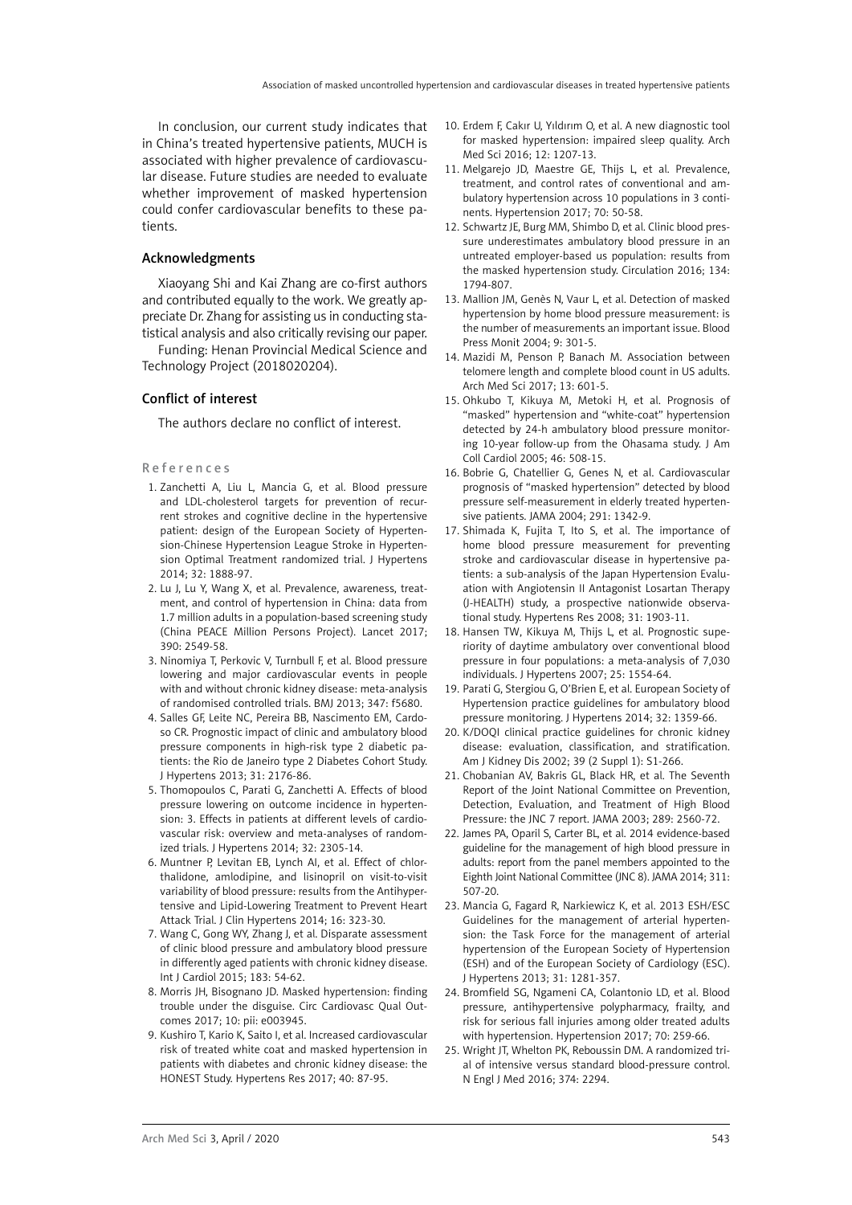In conclusion, our current study indicates that in China's treated hypertensive patients, MUCH is associated with higher prevalence of cardiovascular disease. Future studies are needed to evaluate whether improvement of masked hypertension could confer cardiovascular benefits to these patients.

## Acknowledgments

Xiaoyang Shi and Kai Zhang are co-first authors and contributed equally to the work. We greatly appreciate Dr. Zhang for assisting us in conducting statistical analysis and also critically revising our paper.

Funding: Henan Provincial Medical Science and Technology Project (2018020204).

## Conflict of interest

The authors declare no conflict of interest.

## References

1. Zanchetti A, Liu L, Mancia G, et al. Blood pressure and LDL-cholesterol targets for prevention of recurrent strokes and cognitive decline in the hypertensive patient: design of the European Society of Hypertension-Chinese Hypertension League Stroke in Hypertension Optimal Treatment randomized trial. J Hypertens 2014; 32: 1888-97.
2. Lu J, Lu Y, Wang X, et al. Prevalence, awareness, treatment, and control of hypertension in China: data from 1.7 million adults in a population-based screening study (China PEACE Million Persons Project). Lancet 2017; 390: 2549-58.
3. Ninomiya T, Perkovic V, Turnbull F, et al. Blood pressure lowering and major cardiovascular events in people with and without chronic kidney disease: meta-analysis of randomised controlled trials. BMJ 2013; 347: f5680.
4. Salles GF, Leite NC, Pereira BB, Nascimento EM, Cardoso CR. Prognostic impact of clinic and ambulatory blood pressure components in high-risk type 2 diabetic patients: the Rio de Janeiro type 2 Diabetes Cohort Study. J Hypertens 2013; 31: 2176-86.
5. Thomopoulos C, Parati G, Zanchetti A. Effects of blood pressure lowering on outcome incidence in hypertension: 3. Effects in patients at different levels of cardiovascular risk: overview and meta-analyses of randomized trials. J Hypertens 2014; 32: 2305-14.
6. Muntner P, Levitan EB, Lynch AI, et al. Effect of chlorthalidone, amlodipine, and lisinopril on visit-to-visit variability of blood pressure: results from the Antihypertensive and Lipid-Lowering Treatment to Prevent Heart Attack Trial. J Clin Hypertens 2014; 16: 323-30.
7. Wang C, Gong WY, Zhang J, et al. Disparate assessment of clinic blood pressure and ambulatory blood pressure in differently aged patients with chronic kidney disease. Int J Cardiol 2015; 183: 54-62.
8. Morris JH, Bisognano JD. Masked hypertension: finding trouble under the disguise. Circ Cardiovasc Qual Outcomes 2017; 10: pii: e003945.
9. Kushiro T, Kario K, Saito I, et al. Increased cardiovascular risk of treated white coat and masked hypertension in patients with diabetes and chronic kidney disease: the HONEST Study. Hypertens Res 2017; 40: 87-95.
10. Erdem F, Cakır U, Yıldırım O, et al. A new diagnostic tool for masked hypertension: impaired sleep quality. Arch Med Sci 2016; 12: 1207-13.
11. Melgarejo JD, Maestre GE, Thijs L, et al. Prevalence, treatment, and control rates of conventional and ambulatory hypertension across 10 populations in 3 continents. Hypertension 2017; 70: 50-58.
12. Schwartz JE, Burg MM, Shimbo D, et al. Clinic blood pressure underestimates ambulatory blood pressure in an untreated employer-based us population: results from the masked hypertension study. Circulation 2016; 134: 1794-807.
13. Mallion JM, Genès N, Vaur L, et al. Detection of masked hypertension by home blood pressure measurement: is the number of measurements an important issue. Blood Press Monit 2004; 9: 301-5.
14. Mazidi M, Penson P, Banach M. Association between telomere length and complete blood count in US adults. Arch Med Sci 2017; 13: 601-5.
15. Ohkubo T, Kikuya M, Metoki H, et al. Prognosis of "masked" hypertension and "white-coat" hypertension detected by 24-h ambulatory blood pressure monitoring 10-year follow-up from the Ohasama study. J Am Coll Cardiol 2005; 46: 508-15.
16. Bobrie G, Chatellier G, Genes N, et al. Cardiovascular prognosis of "masked hypertension" detected by blood pressure self-measurement in elderly treated hypertensive patients. JAMA 2004; 291: 1342-9.
17. Shimada K, Fujita T, Ito S, et al. The importance of home blood pressure measurement for preventing stroke and cardiovascular disease in hypertensive patients: a sub-analysis of the Japan Hypertension Evaluation with Angiotensin II Antagonist Losartan Therapy (J-HEALTH) study, a prospective nationwide observational study. Hypertens Res 2008; 31: 1903-11.
18. Hansen TW, Kikuya M, Thijs L, et al. Prognostic superiority of daytime ambulatory over conventional blood pressure in four populations: a meta-analysis of 7,030 individuals. J Hypertens 2007; 25: 1554-64.
19. Parati G, Stergiou G, O'Brien E, et al. European Society of Hypertension practice guidelines for ambulatory blood pressure monitoring. J Hypertens 2014; 32: 1359-66.
20. K/DOQI clinical practice guidelines for chronic kidney disease: evaluation, classification, and stratification. Am J Kidney Dis 2002; 39 (2 Suppl 1): S1-266.
21. Chobanian AV, Bakris GL, Black HR, et al. The Seventh Report of the Joint National Committee on Prevention, Detection, Evaluation, and Treatment of High Blood Pressure: the JNC 7 report. JAMA 2003; 289: 2560-72.
22. James PA, Oparil S, Carter BL, et al. 2014 evidence-based guideline for the management of high blood pressure in adults: report from the panel members appointed to the Eighth Joint National Committee (JNC 8). JAMA 2014; 311: 507-20.
23. Mancia G, Fagard R, Narkiewicz K, et al. 2013 ESH/ESC Guidelines for the management of arterial hypertension: the Task Force for the management of arterial hypertension of the European Society of Hypertension (ESH) and of the European Society of Cardiology (ESC). J Hypertens 2013; 31: 1281-357.
24. Bromfield SG, Ngameni CA, Colantonio LD, et al. Blood pressure, antihypertensive polypharmacy, frailty, and risk for serious fall injuries among older treated adults with hypertension. Hypertension 2017; 70: 259-66.
25. Wright JT, Whelton PK, Reboussin DM. A randomized trial of intensive versus standard blood-pressure control. N Engl J Med 2016; 374: 2294.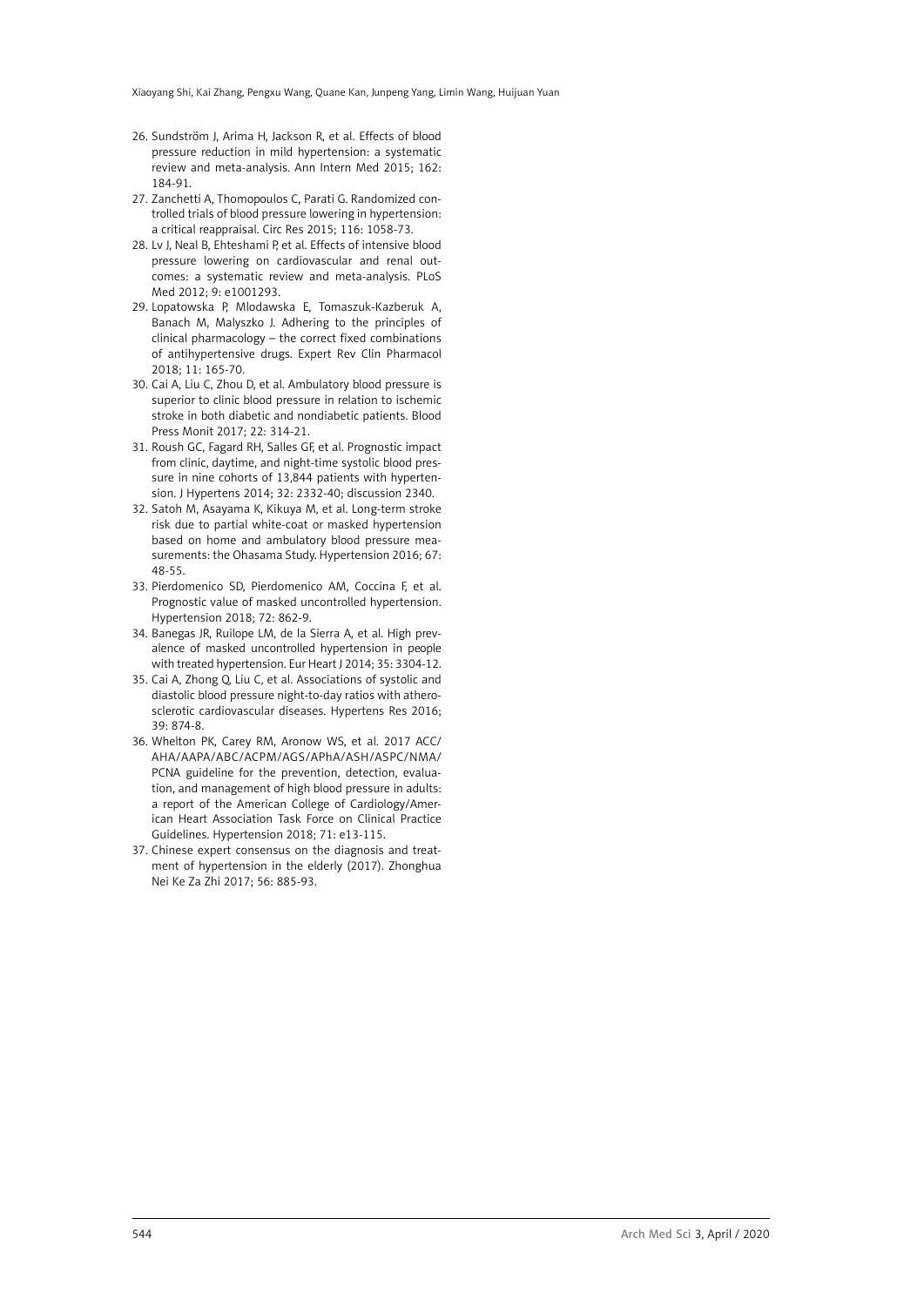26. Sundström J, Arima H, Jackson R, et al. Effects of blood pressure reduction in mild hypertension: a systematic review and meta-analysis. Ann Intern Med 2015; 162: 184-91.
27. Zanchetti A, Thomopoulos C, Parati G. Randomized controlled trials of blood pressure lowering in hypertension: a critical reappraisal. Circ Res 2015; 116: 1058-73.
28. Lv J, Neal B, Ehteshami P, et al. Effects of intensive blood pressure lowering on cardiovascular and renal outcomes: a systematic review and meta-analysis. PLoS Med 2012; 9: e1001293.
29. Lopatowska P, Mlodawska E, Tomaszuk-Kazberuk A, Banach M, Malyszko J. Adhering to the principles of clinical pharmacology – the correct fixed combinations of antihypertensive drugs. Expert Rev Clin Pharmacol 2018; 11: 165-70.
30. Cai A, Liu C, Zhou D, et al. Ambulatory blood pressure is superior to clinic blood pressure in relation to ischemic stroke in both diabetic and nondiabetic patients. Blood Press Monit 2017; 22: 314-21.
31. Roush GC, Fagard RH, Salles GF, et al. Prognostic impact from clinic, daytime, and night-time systolic blood pressure in nine cohorts of 13,844 patients with hypertension. J Hypertens 2014; 32: 2332-40; discussion 2340.
32. Satoh M, Asayama K, Kikuya M, et al. Long-term stroke risk due to partial white-coat or masked hypertension based on home and ambulatory blood pressure measurements: the Ohasama Study. Hypertension 2016; 67: 48-55.
33. Pierdomenico SD, Pierdomenico AM, Coccina F, et al. Prognostic value of masked uncontrolled hypertension. Hypertension 2018; 72: 862-9.
34. Banegas JR, Ruilope LM, de la Sierra A, et al. High prevalence of masked uncontrolled hypertension in people with treated hypertension. Eur Heart J 2014; 35: 3304-12.
35. Cai A, Zhong Q, Liu C, et al. Associations of systolic and diastolic blood pressure night-to-day ratios with atherosclerotic cardiovascular diseases. Hypertens Res 2016; 39: 874-8.
36. Whelton PK, Carey RM, Aronow WS, et al. 2017 ACC/AHA/AAPA/ABC/ACPM/AGS/APhA/ASH/ASPC/NMA/PCNA guideline for the prevention, detection, evaluation, and management of high blood pressure in adults: a report of the American College of Cardiology/American Heart Association Task Force on Clinical Practice Guidelines. Hypertension 2018; 71: e13-115.
37. Chinese expert consensus on the diagnosis and treatment of hypertension in the elderly (2017). Zhonghua Nei Ke Za Zhi 2017; 56: 885-93.